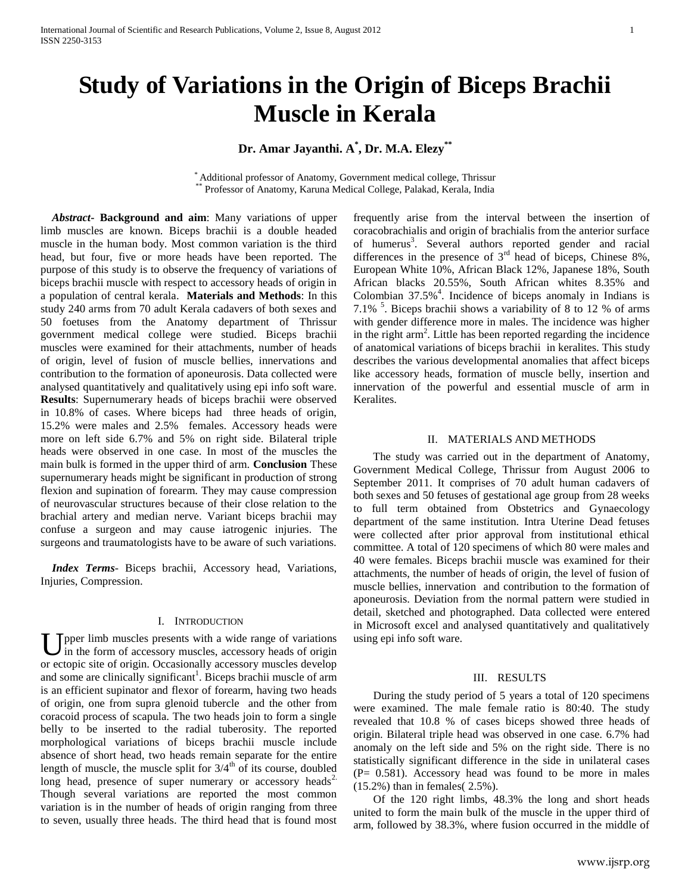# Study of Variations in the Origin of Biceps Brachii Muscle in Kerala

**Dr. Amar Jayanthi. A[*], Dr. M.A. Elezy[**]**

[*] Additional professor of Anatomy, Government medical college, Thrissur
[**] Professor of Anatomy, Karuna Medical College, Palakad, Kerala, India

***Abstract*- Background and aim**: Many variations of upper limb muscles are known. Biceps brachii is a double headed muscle in the human body. Most common variation is the third head, but four, five or more heads have been reported. The purpose of this study is to observe the frequency of variations of biceps brachii muscle with respect to accessory heads of origin in a population of central kerala. **Materials and Methods**: In this study 240 arms from 70 adult Kerala cadavers of both sexes and 50 foetuses from the Anatomy department of Thrissur government medical college were studied. Biceps brachii muscles were examined for their attachments, number of heads of origin, level of fusion of muscle bellies, innervations and contribution to the formation of aponeurosis. Data collected were analysed quantitatively and qualitatively using epi info soft ware. **Results**: Supernumerary heads of biceps brachii were observed in 10.8% of cases. Where biceps had three heads of origin, 15.2% were males and 2.5% females. Accessory heads were more on left side 6.7% and 5% on right side. Bilateral triple heads were observed in one case. In most of the muscles the main bulk is formed in the upper third of arm. **Conclusion** These supernumerary heads might be significant in production of strong flexion and supination of forearm. They may cause compression of neurovascular structures because of their close relation to the brachial artery and median nerve. Variant biceps brachii may confuse a surgeon and may cause iatrogenic injuries. The surgeons and traumatologists have to be aware of such variations.

***Index Terms*-** Biceps brachii, Accessory head, Variations, Injuries, Compression.

## I. Introduction

Upper limb muscles presents with a wide range of variations in the form of accessory muscles, accessory heads of origin or ectopic site of origin. Occasionally accessory muscles develop and some are clinically significant[1]. Biceps brachii muscle of arm is an efficient supinator and flexor of forearm, having two heads of origin, one from supra glenoid tubercle and the other from coracoid process of scapula. The two heads join to form a single belly to be inserted to the radial tuberosity. The reported morphological variations of biceps brachii muscle include absence of short head, two heads remain separate for the entire length of muscle, the muscle split for 3/4[th] of its course, doubled long head, presence of super numerary or accessory heads[2]. Though several variations are reported the most common variation is in the number of heads of origin ranging from three to seven, usually three heads. The third head that is found most frequently arise from the interval between the insertion of coracobrachialis and origin of brachialis from the anterior surface of humerus[3]. Several authors reported gender and racial differences in the presence of 3[rd] head of biceps, Chinese 8%, European White 10%, African Black 12%, Japanese 18%, South African blacks 20.55%, South African whites 8.35% and Colombian 37.5%[4]. Incidence of biceps anomaly in Indians is 7.1% [5]. Biceps brachii shows a variability of 8 to 12 % of arms with gender difference more in males. The incidence was higher in the right arm[2]. Little has been reported regarding the incidence of anatomical variations of biceps brachii in keralites. This study describes the various developmental anomalies that affect biceps like accessory heads, formation of muscle belly, insertion and innervation of the powerful and essential muscle of arm in Keralites.

## II. Materials and Methods

The study was carried out in the department of Anatomy, Government Medical College, Thrissur from August 2006 to September 2011. It comprises of 70 adult human cadavers of both sexes and 50 fetuses of gestational age group from 28 weeks to full term obtained from Obstetrics and Gynaecology department of the same institution. Intra Uterine Dead fetuses were collected after prior approval from institutional ethical committee. A total of 120 specimens of which 80 were males and 40 were females. Biceps brachii muscle was examined for their attachments, the number of heads of origin, the level of fusion of muscle bellies, innervation and contribution to the formation of aponeurosis. Deviation from the normal pattern were studied in detail, sketched and photographed. Data collected were entered in Microsoft excel and analysed quantitatively and qualitatively using epi info soft ware.

## III. Results

During the study period of 5 years a total of 120 specimens were examined. The male female ratio is 80:40. The study revealed that 10.8 % of cases biceps showed three heads of origin. Bilateral triple head was observed in one case. 6.7% had anomaly on the left side and 5% on the right side. There is no statistically significant difference in the side in unilateral cases (P= 0.581). Accessory head was found to be more in males (15.2%) than in females( 2.5%).

Of the 120 right limbs, 48.3% the long and short heads united to form the main bulk of the muscle in the upper third of arm, followed by 38.3%, where fusion occurred in the middle of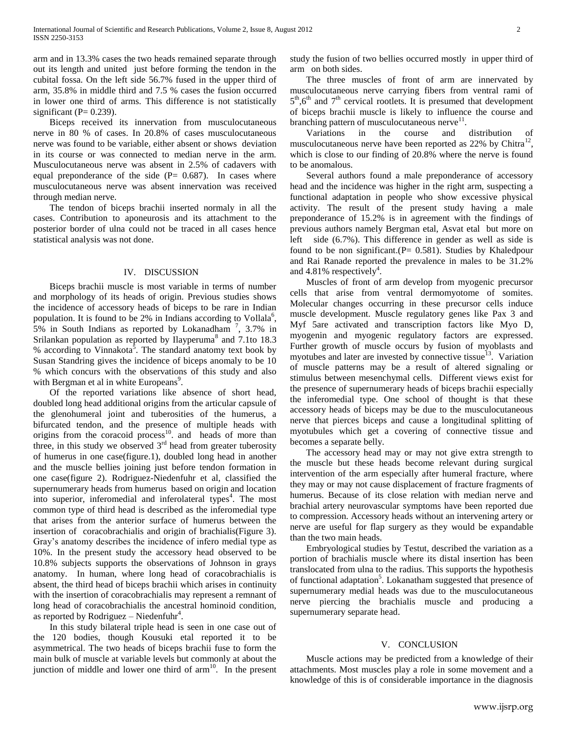arm and in 13.3% cases the two heads remained separate through out its length and united just before forming the tendon in the cubital fossa. On the left side 56.7% fused in the upper third of arm, 35.8% in middle third and 7.5 % cases the fusion occurred in lower one third of arms. This difference is not statistically significant (P= 0.239).

Biceps received its innervation from musculocutaneous nerve in 80 % of cases. In 20.8% of cases musculocutaneous nerve was found to be variable, either absent or shows deviation in its course or was connected to median nerve in the arm. Musculocutaneous nerve was absent in 2.5% of cadavers with equal preponderance of the side (P= 0.687). In cases where musculocutaneous nerve was absent innervation was received through median nerve.

The tendon of biceps brachii inserted normaly in all the cases. Contribution to aponeurosis and its attachment to the posterior border of ulna could not be traced in all cases hence statistical analysis was not done.

## IV. DISCUSSION

Biceps brachii muscle is most variable in terms of number and morphology of its heads of origin. Previous studies shows the incidence of accessory heads of biceps to be rare in Indian population. It is found to be 2% in Indians according to Vollala[6], 5% in South Indians as reported by Lokanadham [7], 3.7% in Srilankan population as reported by Ilayperuma[8] and 7.1to 18.3 % according to Vinnakota[5]. The standard anatomy text book by Susan Standring gives the incidence of biceps anomaly to be 10 % which concurs with the observations of this study and also with Bergman et al in white Europeans[9].

Of the reported variations like absence of short head, doubled long head additional origins from the articular capsule of the glenohumeral joint and tuberosities of the humerus, a bifurcated tendon, and the presence of multiple heads with origins from the coracoid process[10]. and heads of more than three, in this study we observed 3rd head from greater tuberosity of humerus in one case(figure.1), doubled long head in another and the muscle bellies joining just before tendon formation in one case(figure 2). Rodriguez-Niedenfuhr et al, classified the supernumerary heads from humerus based on origin and location into superior, inferomedial and inferolateral types[4]. The most common type of third head is described as the inferomedial type that arises from the anterior surface of humerus between the insertion of coracobrachialis and origin of brachialis(Figure 3). Gray's anatomy describes the incidence of infero medial type as 10%. In the present study the accessory head observed to be 10.8% subjects supports the observations of Johnson in grays anatomy. In human, where long head of coracobrachialis is absent, the third head of biceps brachii which arises in continuity with the insertion of coracobrachialis may represent a remnant of long head of coracobrachialis the ancestral hominoid condition, as reported by Rodriguez – Niedenfuhr[4].

In this study bilateral triple head is seen in one case out of the 120 bodies, though Kousuki etal reported it to be asymmetrical. The two heads of biceps brachii fuse to form the main bulk of muscle at variable levels but commonly at about the junction of middle and lower one third of arm[10]. In the present study the fusion of two bellies occurred mostly in upper third of arm on both sides.

The three muscles of front of arm are innervated by musculocutaneous nerve carrying fibers from ventral rami of 5th,6th and 7th cervical rootlets. It is presumed that development of biceps brachii muscle is likely to influence the course and branching pattern of musculocutaneous nerve[11].

Variations in the course and distribution of musculocutaneous nerve have been reported as 22% by Chitra[12], which is close to our finding of 20.8% where the nerve is found to be anomalous.

Several authors found a male preponderance of accessory head and the incidence was higher in the right arm, suspecting a functional adaptation in people who show excessive physical activity. The result of the present study having a male preponderance of 15.2% is in agreement with the findings of previous authors namely Bergman etal, Asvat etal but more on left side (6.7%). This difference in gender as well as side is found to be non significant.(P= 0.581). Studies by Khaledpour and Rai Ranade reported the prevalence in males to be 31.2% and 4.81% respectively[4].

Muscles of front of arm develop from myogenic precursor cells that arise from ventral dermomyotome of somites. Molecular changes occurring in these precursor cells induce muscle development. Muscle regulatory genes like Pax 3 and Myf 5are activated and transcription factors like Myo D, myogenin and myogenic regulatory factors are expressed. Further growth of muscle occurs by fusion of myoblasts and myotubes and later are invested by connective tissue[13]. Variation of muscle patterns may be a result of altered signaling or stimulus between mesenchymal cells. Different views exist for the presence of supernumerary heads of biceps brachii especially the inferomedial type. One school of thought is that these accessory heads of biceps may be due to the musculocutaneous nerve that pierces biceps and cause a longitudinal splitting of myotubules which get a covering of connective tissue and becomes a separate belly.

The accessory head may or may not give extra strength to the muscle but these heads become relevant during surgical intervention of the arm especially after humeral fracture, where they may or may not cause displacement of fracture fragments of humerus. Because of its close relation with median nerve and brachial artery neurovascular symptoms have been reported due to compression. Accessory heads without an intervening artery or nerve are useful for flap surgery as they would be expandable than the two main heads.

Embryological studies by Testut, described the variation as a portion of brachialis muscle where its distal insertion has been translocated from ulna to the radius. This supports the hypothesis of functional adaptation[5]. Lokanatham suggested that presence of supernumerary medial heads was due to the musculocutaneous nerve piercing the brachialis muscle and producing a supernumerary separate head.

## V. CONCLUSION

Muscle actions may be predicted from a knowledge of their attachments. Most muscles play a role in some movement and a knowledge of this is of considerable importance in the diagnosis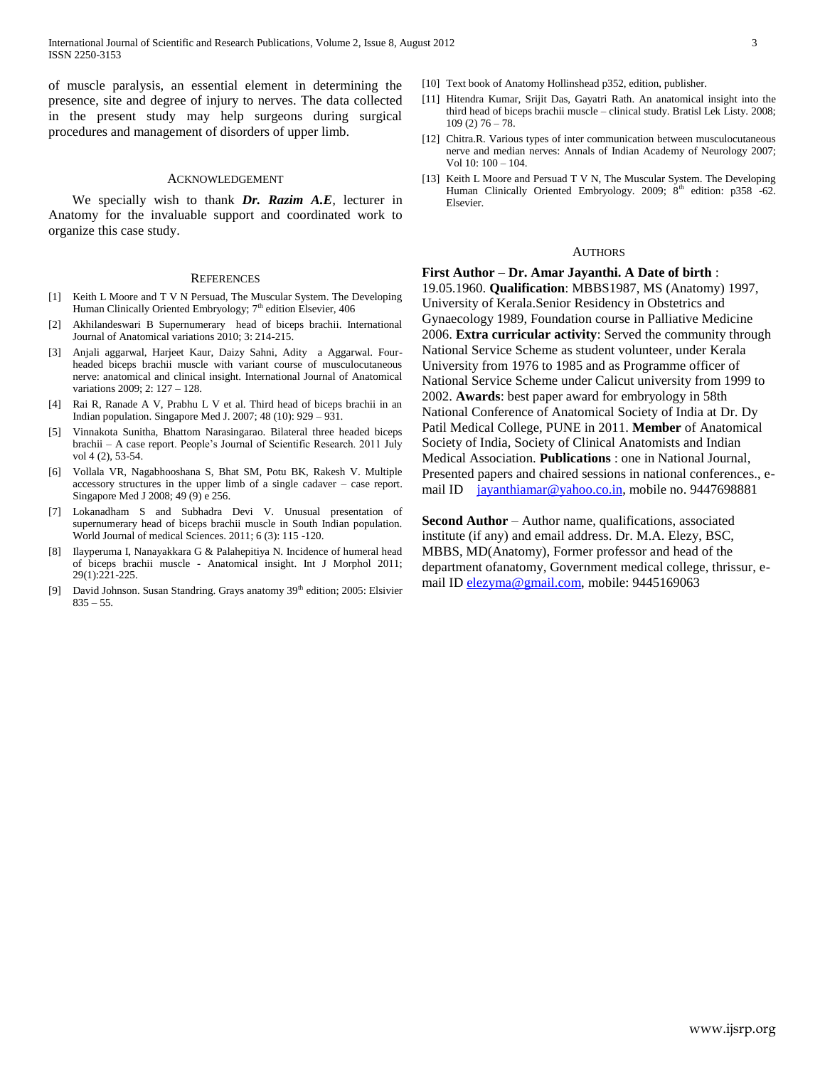of muscle paralysis, an essential element in determining the presence, site and degree of injury to nerves. The data collected in the present study may help surgeons during surgical procedures and management of disorders of upper limb.

## Acknowledgement

We specially wish to thank ***Dr. Razim A.E***, lecturer in Anatomy for the invaluable support and coordinated work to organize this case study.

## References

[1] Keith L Moore and T V N Persuad, The Muscular System. The Developing Human Clinically Oriented Embryology; 7th edition Elsevier, 406

[2] Akhilandeswari B Supernumerary head of biceps brachii. International Journal of Anatomical variations 2010; 3: 214-215.

[3] Anjali aggarwal, Harjeet Kaur, Daizy Sahni, Adity a Aggarwal. Four-headed biceps brachii muscle with variant course of musculocutaneous nerve: anatomical and clinical insight. International Journal of Anatomical variations 2009; 2: 127 – 128.

[4] Rai R, Ranade A V, Prabhu L V et al. Third head of biceps brachii in an Indian population. Singapore Med J. 2007; 48 (10): 929 – 931.

[5] Vinnakota Sunitha, Bhattom Narasingarao. Bilateral three headed biceps brachii – A case report. People's Journal of Scientific Research. 2011 July vol 4 (2), 53-54.

[6] Vollala VR, Nagabhooshana S, Bhat SM, Potu BK, Rakesh V. Multiple accessory structures in the upper limb of a single cadaver – case report. Singapore Med J 2008; 49 (9) e 256.

[7] Lokanadham S and Subhadra Devi V. Unusual presentation of supernumerary head of biceps brachii muscle in South Indian population. World Journal of medical Sciences. 2011; 6 (3): 115 -120.

[8] Ilayperuma I, Nanayakkara G & Palahepitiya N. Incidence of humeral head of biceps brachii muscle - Anatomical insight. Int J Morphol 2011; 29(1):221-225.

[9] David Johnson. Susan Standring. Grays anatomy 39th edition; 2005: Elsivier 835 – 55.

[10] Text book of Anatomy Hollinshead p352, edition, publisher.

[11] Hitendra Kumar, Srijit Das, Gayatri Rath. An anatomical insight into the third head of biceps brachii muscle – clinical study. Bratisl Lek Listy. 2008; 109 (2) 76 – 78.

[12] Chitra.R. Various types of inter communication between musculocutaneous nerve and median nerves: Annals of Indian Academy of Neurology 2007; Vol 10: 100 – 104.

[13] Keith L Moore and Persuad T V N, The Muscular System. The Developing Human Clinically Oriented Embryology. 2009; 8th edition: p358 -62. Elsevier.

## Authors

**First Author** – **Dr. Amar Jayanthi. A Date of birth** : 19.05.1960. **Qualification**: MBBS1987, MS (Anatomy) 1997, University of Kerala.Senior Residency in Obstetrics and Gynaecology 1989, Foundation course in Palliative Medicine 2006. **Extra curricular activity**: Served the community through National Service Scheme as student volunteer, under Kerala University from 1976 to 1985 and as Programme officer of National Service Scheme under Calicut university from 1999 to 2002. **Awards**: best paper award for embryology in 58th National Conference of Anatomical Society of India at Dr. Dy Patil Medical College, PUNE in 2011. **Member** of Anatomical Society of India, Society of Clinical Anatomists and Indian Medical Association. **Publications** : one in National Journal, Presented papers and chaired sessions in national conferences., e-mail ID jayanthiamar@yahoo.co.in, mobile no. 9447698881

**Second Author** – Author name, qualifications, associated institute (if any) and email address. Dr. M.A. Elezy, BSC, MBBS, MD(Anatomy), Former professor and head of the department ofanatomy, Government medical college, thrissur, e-mail ID elezyma@gmail.com, mobile: 9445169063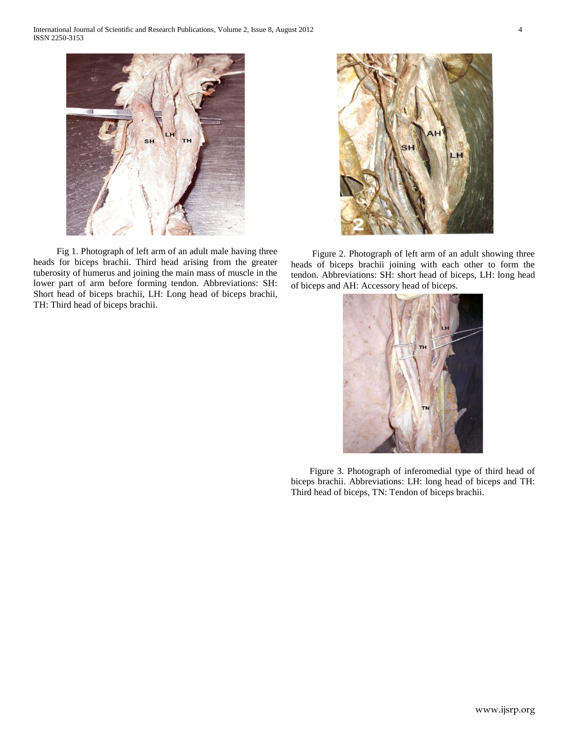Fig 1. Photograph of left arm of an adult male having three heads for biceps brachii. Third head arising from the greater tuberosity of humerus and joining the main mass of muscle in the lower part of arm before forming tendon. Abbreviations: SH: Short head of biceps brachii, LH: Long head of biceps brachii, TH: Third head of biceps brachii.

Figure 2. Photograph of left arm of an adult showing three heads of biceps brachii joining with each other to form the tendon. Abbreviations: SH: short head of biceps, LH: long head of biceps and AH: Accessory head of biceps.

Figure 3. Photograph of inferomedial type of third head of biceps brachii. Abbreviations: LH: long head of biceps and TH: Third head of biceps, TN: Tendon of biceps brachii.